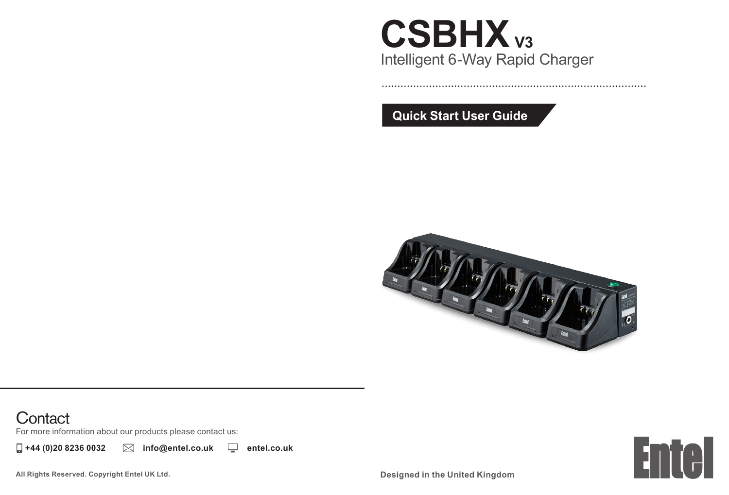# CSBHX V3

Intelligent 6-Way Rapid Charger

**Quick Start User Guide**

## Contact

For more information about our products please contact us:

**+44 (0)20 8236 0032** **info@entel.co.uk** **entel.co.uk**

**All Rights Reserved. Copyright Entel UK Ltd.**

**Designed in the United Kingdom**

Entel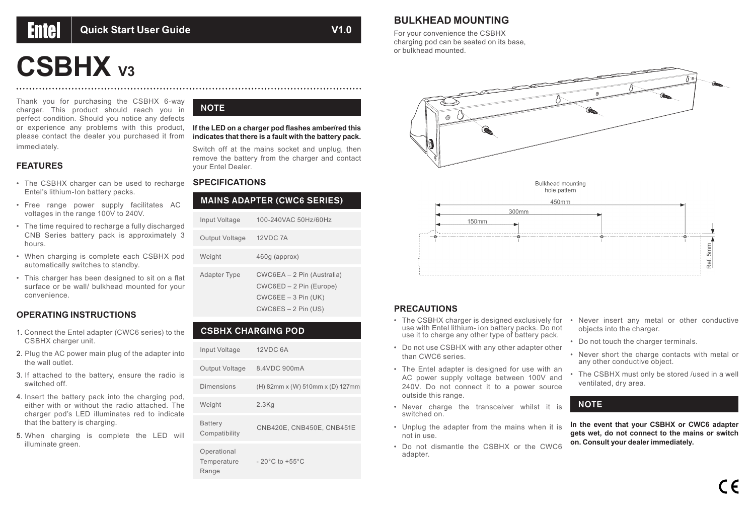# Entel Quick Start User Guide V1.0

# CSBHX V3

Thank you for purchasing the CSBHX 6-way charger. This product should reach you in perfect condition. Should you notice any defects or experience any problems with this product, please contact the dealer you purchased it from immediately.

## FEATURES

- The CSBHX charger can be used to recharge Entel's lithium-Ion battery packs.
- Free range power supply facilitates AC voltages in the range 100V to 240V.
- The time required to recharge a fully discharged CNB Series battery pack is approximately 3 hours.
- When charging is complete each CSBHX pod automatically switches to standby.
- This charger has been designed to sit on a flat surface or be wall/ bulkhead mounted for your convenience.

## OPERATING INSTRUCTIONS

1. Connect the Entel adapter (CWC6 series) to the CSBHX charger unit.
2. Plug the AC power main plug of the adapter into the wall outlet.
3. If attached to the battery, ensure the radio is switched off.
4. Insert the battery pack into the charging pod, either with or without the radio attached. The charger pod's LED illuminates red to indicate that the battery is charging.
5. When charging is complete the LED will illuminate green.

## NOTE

**If the LED on a charger pod flashes amber/red this indicates that there is a fault with the battery pack.**

Switch off at the mains socket and unplug, then remove the battery from the charger and contact your Entel Dealer.

## SPECIFICATIONS

### MAINS ADAPTER (CWC6 SERIES)

| | |
|---|---|
| Input Voltage | 100-240VAC 50Hz/60Hz |
| Output Voltage | 12VDC 7A |
| Weight | 460g (approx) |
| Adapter Type | CWC6EA – 2 Pin (Australia)<br>CWC6ED – 2 Pin (Europe)<br>CWC6EE – 3 Pin (UK)<br>CWC6ES – 2 Pin (US) |

### CSBHX CHARGING POD

| | |
|---|---|
| Input Voltage | 12VDC 6A |
| Output Voltage | 8.4VDC 900mA |
| Dimensions | (H) 82mm x (W) 510mm x (D) 127mm |
| Weight | 2.3Kg |
| Battery Compatibility | CNB420E, CNB450E, CNB451E |
| Operational Temperature Range | - 20°C to +55°C |

## BULKHEAD MOUNTING

For your convenience the CSBHX charging pod can be seated on its base, or bulkhead mounted.

Bulkhead mounting hole pattern

450mm

300mm

150mm

Ref. 5mm

## PRECAUTIONS

- The CSBHX charger is designed exclusively for use with Entel lithium- ion battery packs. Do not use it to charge any other type of battery pack.
- Do not use CSBHX with any other adapter other than CWC6 series.
- The Entel adapter is designed for use with an AC power supply voltage between 100V and 240V. Do not connect it to a power source outside this range.
- Never charge the transceiver whilst it is switched on.
- Unplug the adapter from the mains when it is not in use.
- Do not dismantle the CSBHX or the CWC6 adapter.
- Never insert any metal or other conductive objects into the charger.
- Do not touch the charger terminals.
- Never short the charge contacts with metal or any other conductive object.
- The CSBHX must only be stored /used in a well ventilated, dry area.

## NOTE

**In the event that your CSBHX or CWC6 adapter gets wet, do not connect to the mains or switch on. Consult your dealer immediately.**

CE